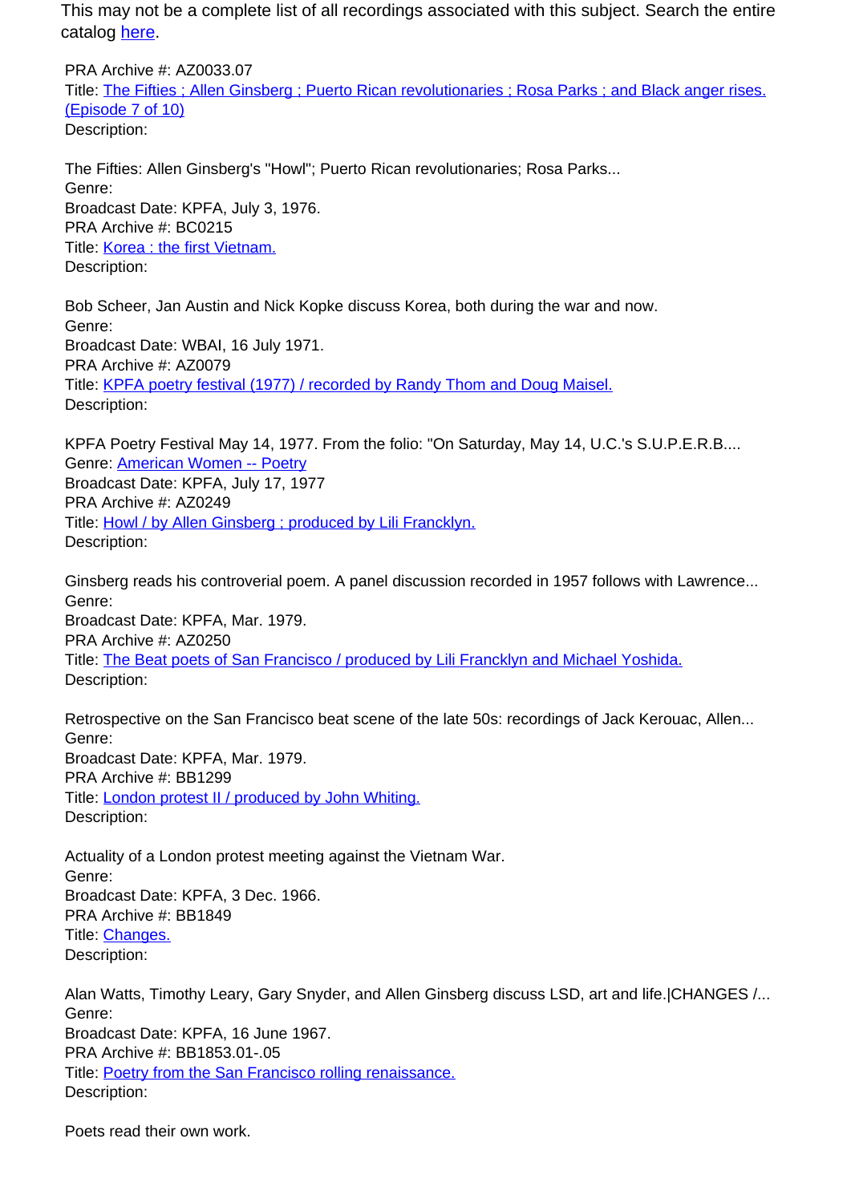This may not be a complete list of all recordings associated with this subject. Search the entire catalog here.

PRA Archive #: AZ0033.07
Title: The Fifties ; Allen Ginsberg ; Puerto Rican revolutionaries ; Rosa Parks ; and Black anger rises. (Episode 7 of 10)
Description:

The Fifties: Allen Ginsberg's "Howl"; Puerto Rican revolutionaries; Rosa Parks...
Genre:
Broadcast Date: KPFA, July 3, 1976.
PRA Archive #: BC0215
Title: Korea : the first Vietnam.
Description:

Bob Scheer, Jan Austin and Nick Kopke discuss Korea, both during the war and now.
Genre:
Broadcast Date: WBAI, 16 July 1971.
PRA Archive #: AZ0079
Title: KPFA poetry festival (1977) / recorded by Randy Thom and Doug Maisel.
Description:

KPFA Poetry Festival May 14, 1977. From the folio: "On Saturday, May 14, U.C.'s S.U.P.E.R.B....
Genre: American Women -- Poetry
Broadcast Date: KPFA, July 17, 1977
PRA Archive #: AZ0249
Title: Howl / by Allen Ginsberg ; produced by Lili Francklyn.
Description:

Ginsberg reads his controverial poem. A panel discussion recorded in 1957 follows with Lawrence...
Genre:
Broadcast Date: KPFA, Mar. 1979.
PRA Archive #: AZ0250
Title: The Beat poets of San Francisco / produced by Lili Francklyn and Michael Yoshida.
Description:

Retrospective on the San Francisco beat scene of the late 50s: recordings of Jack Kerouac, Allen...
Genre:
Broadcast Date: KPFA, Mar. 1979.
PRA Archive #: BB1299
Title: London protest II / produced by John Whiting.
Description:

Actuality of a London protest meeting against the Vietnam War.
Genre:
Broadcast Date: KPFA, 3 Dec. 1966.
PRA Archive #: BB1849
Title: Changes.
Description:

Alan Watts, Timothy Leary, Gary Snyder, and Allen Ginsberg discuss LSD, art and life.|CHANGES /...
Genre:
Broadcast Date: KPFA, 16 June 1967.
PRA Archive #: BB1853.01-.05
Title: Poetry from the San Francisco rolling renaissance.
Description:

Poets read their own work.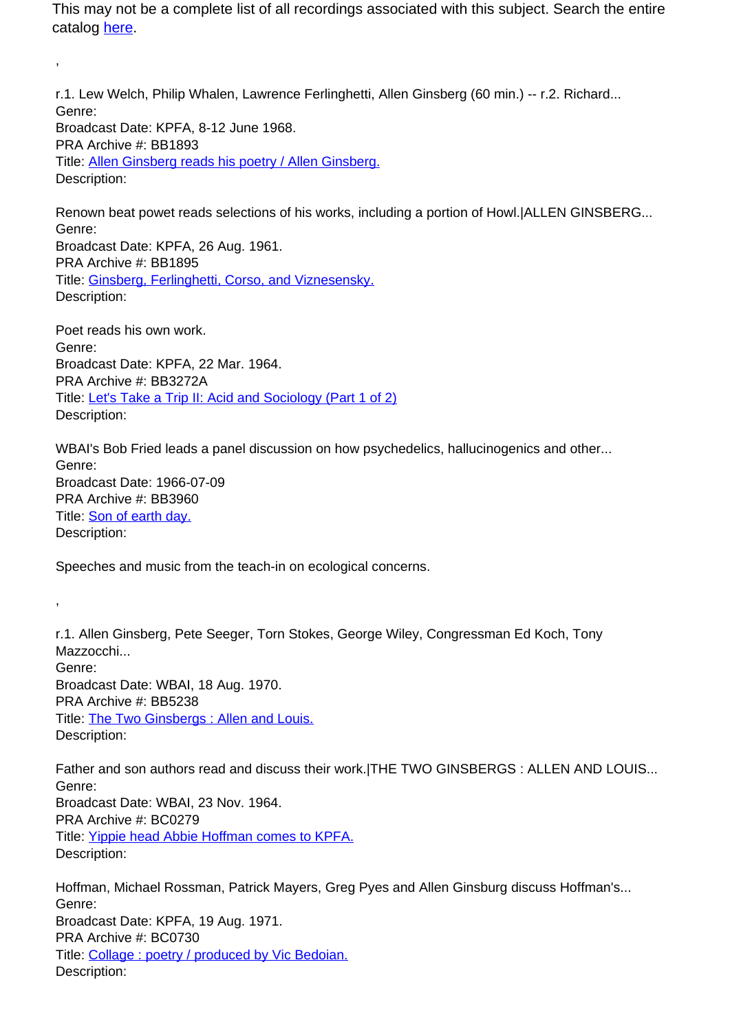This may not be a complete list of all recordings associated with this subject. Search the entire catalog [here](here).

,

r.1. Lew Welch, Philip Whalen, Lawrence Ferlinghetti, Allen Ginsberg (60 min.) -- r.2. Richard...
Genre:
Broadcast Date: KPFA, 8-12 June 1968.
PRA Archive #: BB1893
Title: [Allen Ginsberg reads his poetry / Allen Ginsberg.](Allen Ginsberg reads his poetry / Allen Ginsberg.)
Description:

Renown beat powet reads selections of his works, including a portion of Howl.|ALLEN GINSBERG...
Genre:
Broadcast Date: KPFA, 26 Aug. 1961.
PRA Archive #: BB1895
Title: [Ginsberg, Ferlinghetti, Corso, and Viznesensky.](Ginsberg, Ferlinghetti, Corso, and Viznesensky.)
Description:

Poet reads his own work.
Genre:
Broadcast Date: KPFA, 22 Mar. 1964.
PRA Archive #: BB3272A
Title: [Let's Take a Trip II: Acid and Sociology (Part 1 of 2)](Let's Take a Trip II: Acid and Sociology (Part 1 of 2))
Description:

WBAI's Bob Fried leads a panel discussion on how psychedelics, hallucinogenics and other...
Genre:
Broadcast Date: 1966-07-09
PRA Archive #: BB3960
Title: [Son of earth day.](Son of earth day.)
Description:

Speeches and music from the teach-in on ecological concerns.

,

r.1. Allen Ginsberg, Pete Seeger, Torn Stokes, George Wiley, Congressman Ed Koch, Tony Mazzocchi...
Genre:
Broadcast Date: WBAI, 18 Aug. 1970.
PRA Archive #: BB5238
Title: [The Two Ginsbergs : Allen and Louis.](The Two Ginsbergs : Allen and Louis.)
Description:

Father and son authors read and discuss their work.|THE TWO GINSBERGS : ALLEN AND LOUIS...
Genre:
Broadcast Date: WBAI, 23 Nov. 1964.
PRA Archive #: BC0279
Title: [Yippie head Abbie Hoffman comes to KPFA.](Yippie head Abbie Hoffman comes to KPFA.)
Description:

Hoffman, Michael Rossman, Patrick Mayers, Greg Pyes and Allen Ginsburg discuss Hoffman's...
Genre:
Broadcast Date: KPFA, 19 Aug. 1971.
PRA Archive #: BC0730
Title: [Collage : poetry / produced by Vic Bedoian.](Collage : poetry / produced by Vic Bedoian.)
Description: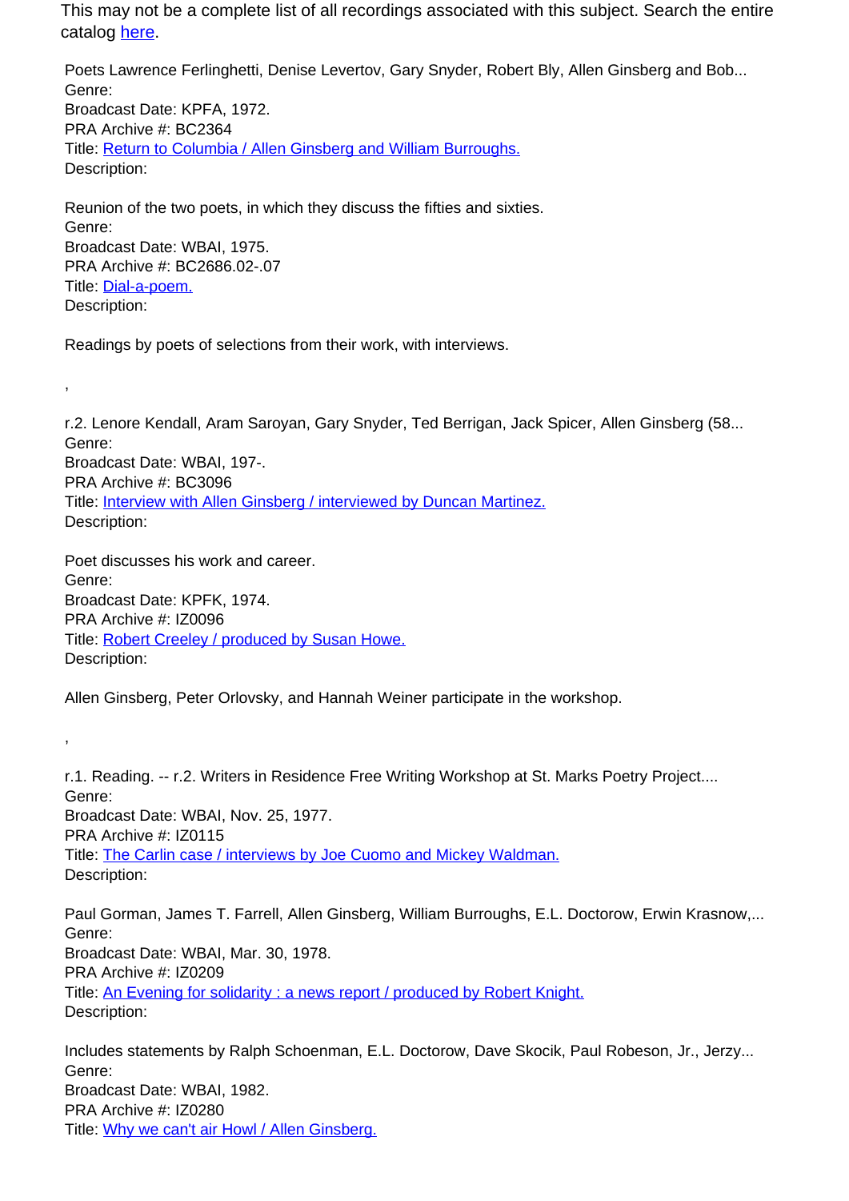This may not be a complete list of all recordings associated with this subject. Search the entire catalog [here](#).

Poets Lawrence Ferlinghetti, Denise Levertov, Gary Snyder, Robert Bly, Allen Ginsberg and Bob...
Genre:
Broadcast Date: KPFA, 1972.
PRA Archive #: BC2364
Title: [Return to Columbia / Allen Ginsberg and William Burroughs.](#)
Description:

Reunion of the two poets, in which they discuss the fifties and sixties.
Genre:
Broadcast Date: WBAI, 1975.
PRA Archive #: BC2686.02-.07
Title: [Dial-a-poem.](#)
Description:

Readings by poets of selections from their work, with interviews.

,

r.2. Lenore Kendall, Aram Saroyan, Gary Snyder, Ted Berrigan, Jack Spicer, Allen Ginsberg (58...
Genre:
Broadcast Date: WBAI, 197-.
PRA Archive #: BC3096
Title: [Interview with Allen Ginsberg / interviewed by Duncan Martinez.](#)
Description:

Poet discusses his work and career.
Genre:
Broadcast Date: KPFK, 1974.
PRA Archive #: IZ0096
Title: [Robert Creeley / produced by Susan Howe.](#)
Description:

Allen Ginsberg, Peter Orlovsky, and Hannah Weiner participate in the workshop.

,

r.1. Reading. -- r.2. Writers in Residence Free Writing Workshop at St. Marks Poetry Project....
Genre:
Broadcast Date: WBAI, Nov. 25, 1977.
PRA Archive #: IZ0115
Title: [The Carlin case / interviews by Joe Cuomo and Mickey Waldman.](#)
Description:

Paul Gorman, James T. Farrell, Allen Ginsberg, William Burroughs, E.L. Doctorow, Erwin Krasnow,...
Genre:
Broadcast Date: WBAI, Mar. 30, 1978.
PRA Archive #: IZ0209
Title: [An Evening for solidarity : a news report / produced by Robert Knight.](#)
Description:

Includes statements by Ralph Schoenman, E.L. Doctorow, Dave Skocik, Paul Robeson, Jr., Jerzy...
Genre:
Broadcast Date: WBAI, 1982.
PRA Archive #: IZ0280
Title: [Why we can't air Howl / Allen Ginsberg.](#)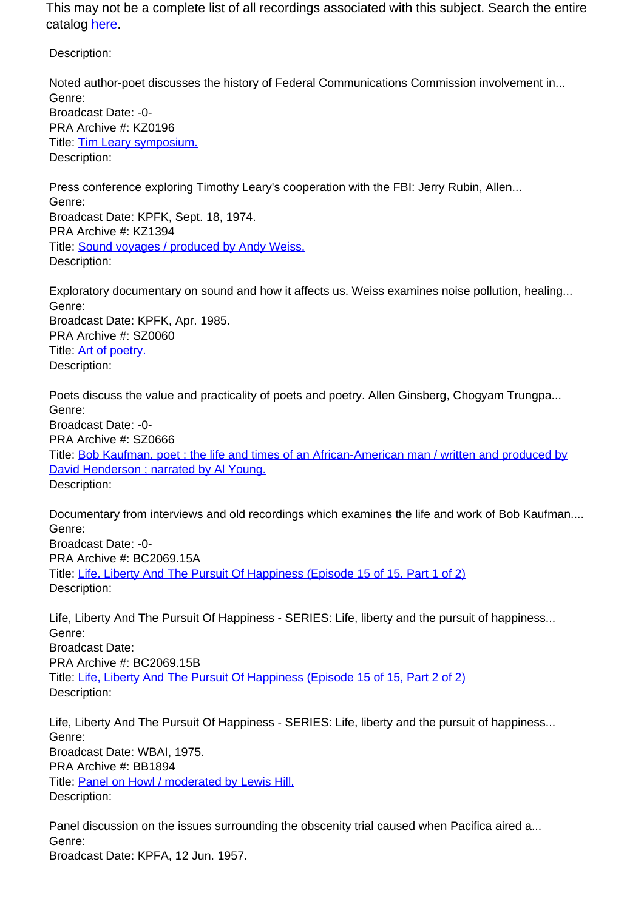This may not be a complete list of all recordings associated with this subject. Search the entire catalog [here](here).

Description:

Noted author-poet discusses the history of Federal Communications Commission involvement in...
Genre:
Broadcast Date: -0-
PRA Archive #: KZ0196
Title: [Tim Leary symposium.](Tim Leary symposium.)
Description:

Press conference exploring Timothy Leary's cooperation with the FBI: Jerry Rubin, Allen...
Genre:
Broadcast Date: KPFK, Sept. 18, 1974.
PRA Archive #: KZ1394
Title: [Sound voyages / produced by Andy Weiss.](Sound voyages / produced by Andy Weiss.)
Description:

Exploratory documentary on sound and how it affects us. Weiss examines noise pollution, healing...
Genre:
Broadcast Date: KPFK, Apr. 1985.
PRA Archive #: SZ0060
Title: [Art of poetry.](Art of poetry.)
Description:

Poets discuss the value and practicality of poets and poetry. Allen Ginsberg, Chogyam Trungpa...
Genre:
Broadcast Date: -0-
PRA Archive #: SZ0666
Title: [Bob Kaufman, poet : the life and times of an African-American man / written and produced by David Henderson ; narrated by Al Young.](Bob Kaufman, poet : the life and times of an African-American man / written and produced by David Henderson ; narrated by Al Young.)
Description:

Documentary from interviews and old recordings which examines the life and work of Bob Kaufman....
Genre:
Broadcast Date: -0-
PRA Archive #: BC2069.15A
Title: [Life, Liberty And The Pursuit Of Happiness (Episode 15 of 15, Part 1 of 2)](Life, Liberty And The Pursuit Of Happiness (Episode 15 of 15, Part 1 of 2))
Description:

Life, Liberty And The Pursuit Of Happiness - SERIES: Life, liberty and the pursuit of happiness...
Genre:
Broadcast Date:
PRA Archive #: BC2069.15B
Title: [Life, Liberty And The Pursuit Of Happiness (Episode 15 of 15, Part 2 of 2)](Life, Liberty And The Pursuit Of Happiness (Episode 15 of 15, Part 2 of 2))
Description:

Life, Liberty And The Pursuit Of Happiness - SERIES: Life, liberty and the pursuit of happiness...
Genre:
Broadcast Date: WBAI, 1975.
PRA Archive #: BB1894
Title: [Panel on Howl / moderated by Lewis Hill.](Panel on Howl / moderated by Lewis Hill.)
Description:

Panel discussion on the issues surrounding the obscenity trial caused when Pacifica aired a...
Genre:
Broadcast Date: KPFA, 12 Jun. 1957.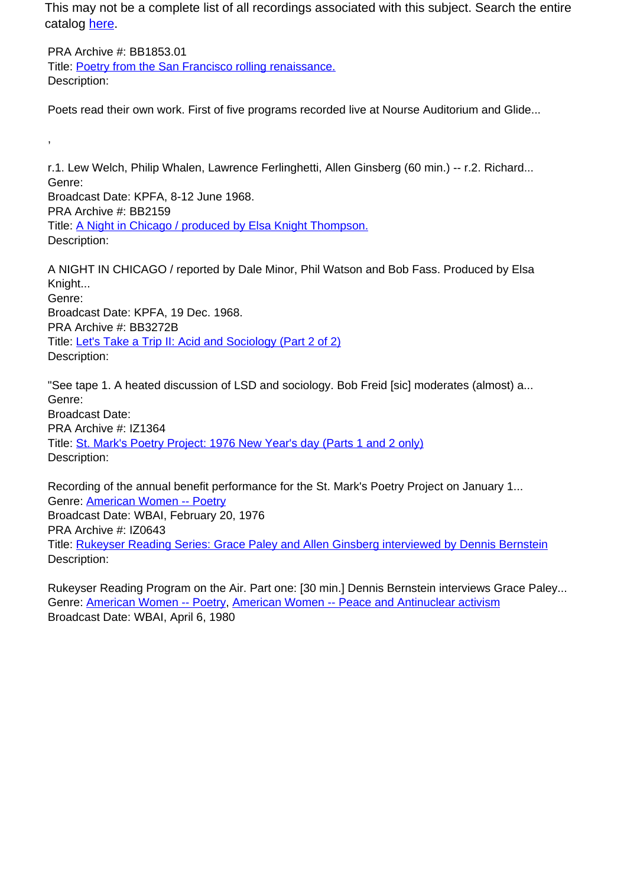This may not be a complete list of all recordings associated with this subject. Search the entire catalog [here](#).

PRA Archive #: BB1853.01
Title: [Poetry from the San Francisco rolling renaissance.](#)
Description:

Poets read their own work. First of five programs recorded live at Nourse Auditorium and Glide...

,

r.1. Lew Welch, Philip Whalen, Lawrence Ferlinghetti, Allen Ginsberg (60 min.) -- r.2. Richard...
Genre:
Broadcast Date: KPFA, 8-12 June 1968.
PRA Archive #: BB2159
Title: [A Night in Chicago / produced by Elsa Knight Thompson.](#)
Description:

A NIGHT IN CHICAGO / reported by Dale Minor, Phil Watson and Bob Fass. Produced by Elsa Knight...
Genre:
Broadcast Date: KPFA, 19 Dec. 1968.
PRA Archive #: BB3272B
Title: [Let's Take a Trip II: Acid and Sociology (Part 2 of 2)](#)
Description:

"See tape 1. A heated discussion of LSD and sociology. Bob Freid [sic] moderates (almost) a...
Genre:
Broadcast Date:
PRA Archive #: IZ1364
Title: [St. Mark's Poetry Project: 1976 New Year's day (Parts 1 and 2 only)](#)
Description:

Recording of the annual benefit performance for the St. Mark's Poetry Project on January 1...
Genre: [American Women -- Poetry](#)
Broadcast Date: WBAI, February 20, 1976
PRA Archive #: IZ0643
Title: [Rukeyser Reading Series: Grace Paley and Allen Ginsberg interviewed by Dennis Bernstein](#)
Description:

Rukeyser Reading Program on the Air. Part one: [30 min.] Dennis Bernstein interviews Grace Paley...
Genre: [American Women -- Poetry](#), [American Women -- Peace and Antinuclear activism](#)
Broadcast Date: WBAI, April 6, 1980